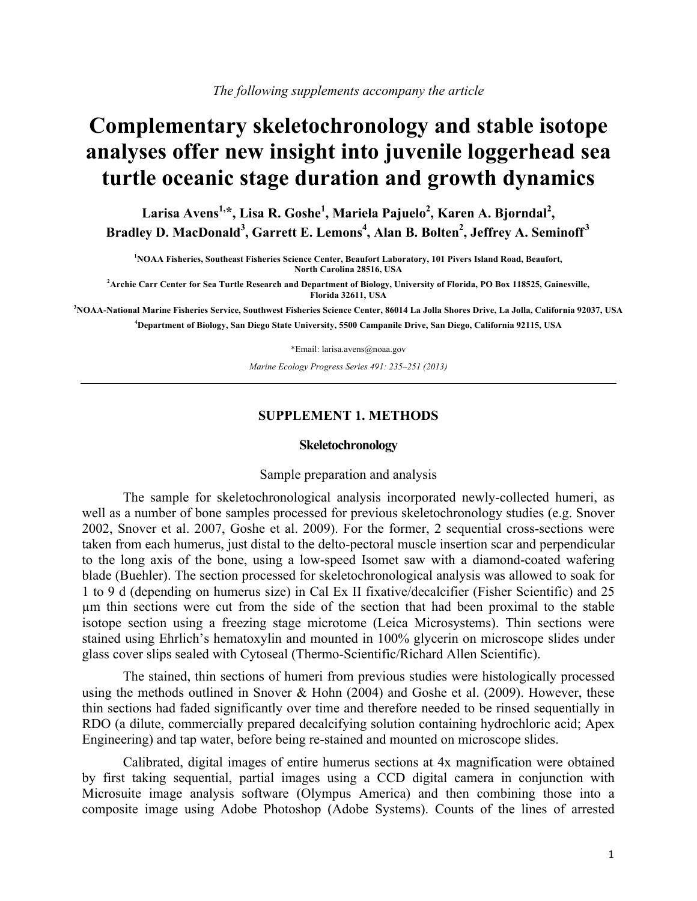*The following supplements accompany the article*

# Complementary skeletochronology and stable isotope analyses offer new insight into juvenile loggerhead sea turtle oceanic stage duration and growth dynamics

**Larisa Avens[1,*], Lisa R. Goshe[1], Mariela Pajuelo[2], Karen A. Bjorndal[2], Bradley D. MacDonald[3], Garrett E. Lemons[4], Alan B. Bolten[2], Jeffrey A. Seminoff[3]**

[1]NOAA Fisheries, Southeast Fisheries Science Center, Beaufort Laboratory, 101 Pivers Island Road, Beaufort, North Carolina 28516, USA

[2]Archie Carr Center for Sea Turtle Research and Department of Biology, University of Florida, PO Box 118525, Gainesville, Florida 32611, USA

[3]NOAA-National Marine Fisheries Service, Southwest Fisheries Science Center, 86014 La Jolla Shores Drive, La Jolla, California 92037, USA

[4]Department of Biology, San Diego State University, 5500 Campanile Drive, San Diego, California 92115, USA

*Email: larisa.avens@noaa.gov

*Marine Ecology Progress Series 491: 235–251 (2013)*

---

## SUPPLEMENT 1. METHODS

### Skeletochronology

#### Sample preparation and analysis

The sample for skeletochronological analysis incorporated newly-collected humeri, as well as a number of bone samples processed for previous skeletochronology studies (e.g. Snover 2002, Snover et al. 2007, Goshe et al. 2009). For the former, 2 sequential cross-sections were taken from each humerus, just distal to the delto-pectoral muscle insertion scar and perpendicular to the long axis of the bone, using a low-speed Isomet saw with a diamond-coated wafering blade (Buehler). The section processed for skeletochronological analysis was allowed to soak for 1 to 9 d (depending on humerus size) in Cal Ex II fixative/decalcifier (Fisher Scientific) and 25 µm thin sections were cut from the side of the section that had been proximal to the stable isotope section using a freezing stage microtome (Leica Microsystems). Thin sections were stained using Ehrlich's hematoxylin and mounted in 100% glycerin on microscope slides under glass cover slips sealed with Cytoseal (Thermo-Scientific/Richard Allen Scientific).

The stained, thin sections of humeri from previous studies were histologically processed using the methods outlined in Snover & Hohn (2004) and Goshe et al. (2009). However, these thin sections had faded significantly over time and therefore needed to be rinsed sequentially in RDO (a dilute, commercially prepared decalcifying solution containing hydrochloric acid; Apex Engineering) and tap water, before being re-stained and mounted on microscope slides.

Calibrated, digital images of entire humerus sections at 4x magnification were obtained by first taking sequential, partial images using a CCD digital camera in conjunction with Microsuite image analysis software (Olympus America) and then combining those into a composite image using Adobe Photoshop (Adobe Systems). Counts of the lines of arrested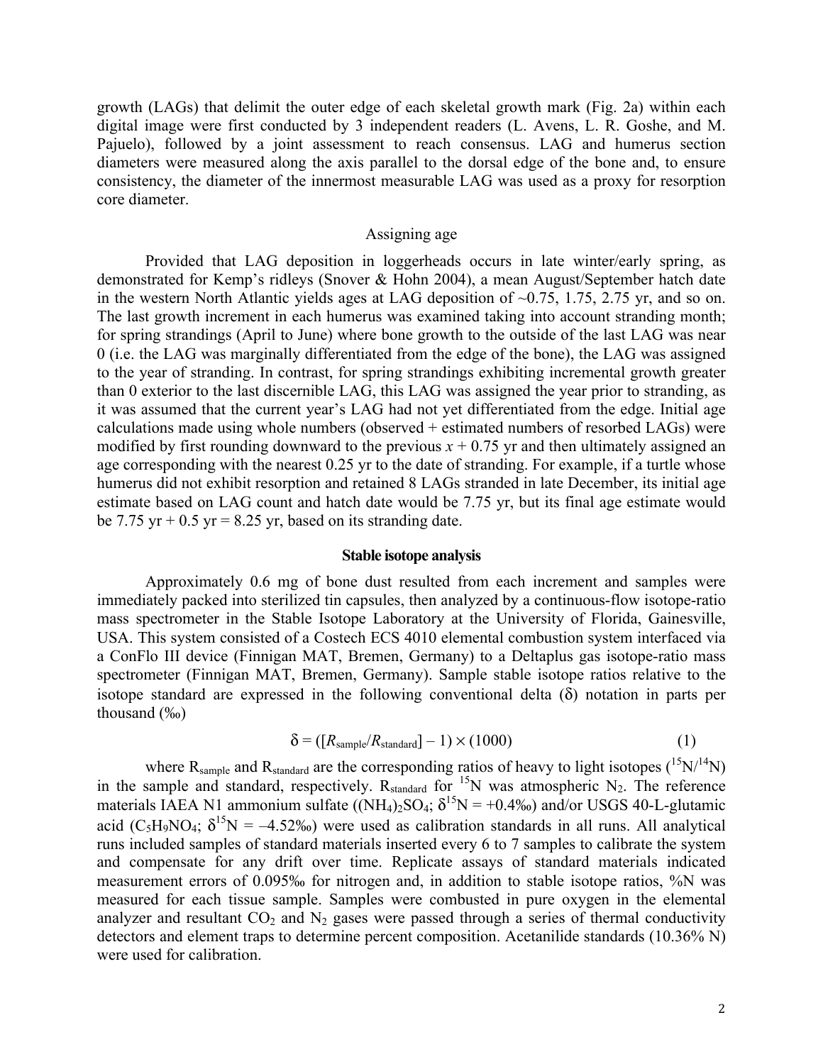growth (LAGs) that delimit the outer edge of each skeletal growth mark (Fig. 2a) within each digital image were first conducted by 3 independent readers (L. Avens, L. R. Goshe, and M. Pajuelo), followed by a joint assessment to reach consensus. LAG and humerus section diameters were measured along the axis parallel to the dorsal edge of the bone and, to ensure consistency, the diameter of the innermost measurable LAG was used as a proxy for resorption core diameter.

## Assigning age

Provided that LAG deposition in loggerheads occurs in late winter/early spring, as demonstrated for Kemp's ridleys (Snover & Hohn 2004), a mean August/September hatch date in the western North Atlantic yields ages at LAG deposition of ~0.75, 1.75, 2.75 yr, and so on. The last growth increment in each humerus was examined taking into account stranding month; for spring strandings (April to June) where bone growth to the outside of the last LAG was near 0 (i.e. the LAG was marginally differentiated from the edge of the bone), the LAG was assigned to the year of stranding. In contrast, for spring strandings exhibiting incremental growth greater than 0 exterior to the last discernible LAG, this LAG was assigned the year prior to stranding, as it was assumed that the current year's LAG had not yet differentiated from the edge. Initial age calculations made using whole numbers (observed + estimated numbers of resorbed LAGs) were modified by first rounding downward to the previous $x + 0.75$ yr and then ultimately assigned an age corresponding with the nearest 0.25 yr to the date of stranding. For example, if a turtle whose humerus did not exhibit resorption and retained 8 LAGs stranded in late December, its initial age estimate based on LAG count and hatch date would be 7.75 yr, but its final age estimate would be 7.75 yr + 0.5 yr = 8.25 yr, based on its stranding date.

## Stable isotope analysis

Approximately 0.6 mg of bone dust resulted from each increment and samples were immediately packed into sterilized tin capsules, then analyzed by a continuous-flow isotope-ratio mass spectrometer in the Stable Isotope Laboratory at the University of Florida, Gainesville, USA. This system consisted of a Costech ECS 4010 elemental combustion system interfaced via a ConFlo III device (Finnigan MAT, Bremen, Germany) to a Deltaplus gas isotope-ratio mass spectrometer (Finnigan MAT, Bremen, Germany). Sample stable isotope ratios relative to the isotope standard are expressed in the following conventional delta (δ) notation in parts per thousand (‰)

$$\delta = ([R_{\text{sample}}/R_{\text{standard}}] - 1) \times (1000) \tag{1}$$

where $R_{\text{sample}}$ and $R_{\text{standard}}$ are the corresponding ratios of heavy to light isotopes ($^{15}N/^{14}N$) in the sample and standard, respectively. $R_{\text{standard}}$ for $^{15}N$ was atmospheric $N_2$. The reference materials IAEA N1 ammonium sulfate ($(NH_4)_2SO_4$; $\delta^{15}N = +0.4$‰) and/or USGS 40-L-glutamic acid ($C_5H_9NO_4$; $\delta^{15}N = -4.52$‰) were used as calibration standards in all runs. All analytical runs included samples of standard materials inserted every 6 to 7 samples to calibrate the system and compensate for any drift over time. Replicate assays of standard materials indicated measurement errors of 0.095‰ for nitrogen and, in addition to stable isotope ratios, %N was measured for each tissue sample. Samples were combusted in pure oxygen in the elemental analyzer and resultant $CO_2$ and $N_2$ gases were passed through a series of thermal conductivity detectors and element traps to determine percent composition. Acetanilide standards (10.36% N) were used for calibration.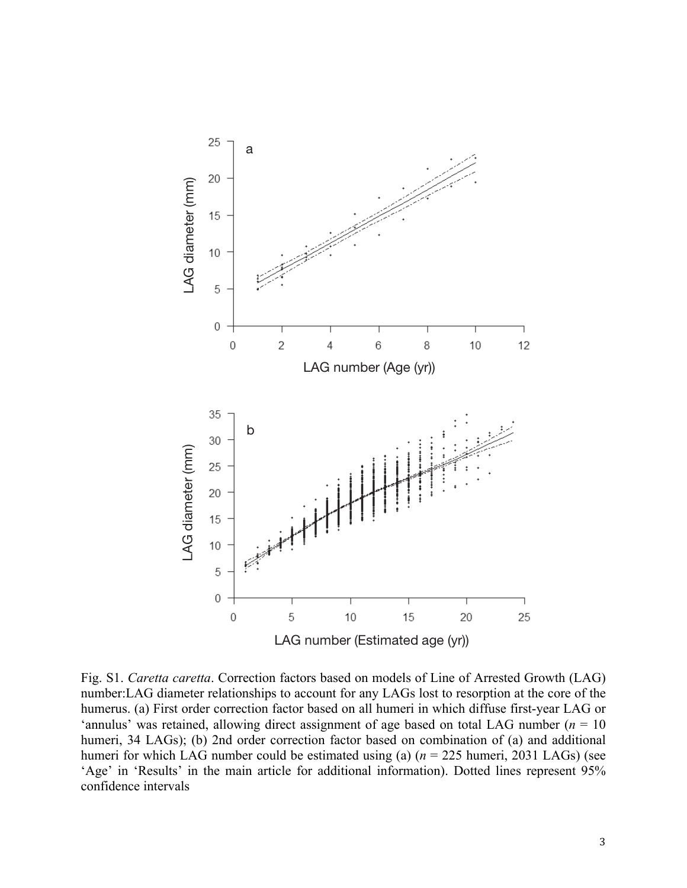Fig. S1. *Caretta caretta*. Correction factors based on models of Line of Arrested Growth (LAG) number:LAG diameter relationships to account for any LAGs lost to resorption at the core of the humerus. (a) First order correction factor based on all humeri in which diffuse first-year LAG or 'annulus' was retained, allowing direct assignment of age based on total LAG number ($n$ = 10 humeri, 34 LAGs); (b) 2nd order correction factor based on combination of (a) and additional humeri for which LAG number could be estimated using (a) ($n$ = 225 humeri, 2031 LAGs) (see 'Age' in 'Results' in the main article for additional information). Dotted lines represent 95% confidence intervals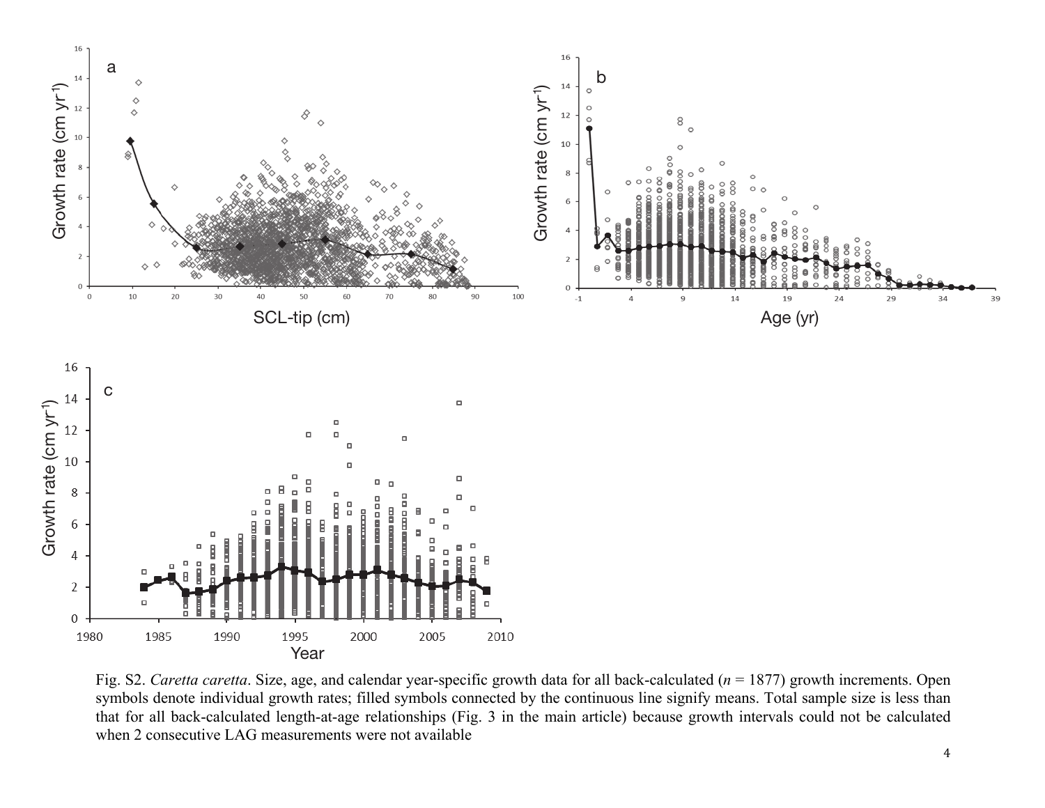Fig. S2. *Caretta caretta*. Size, age, and calendar year-specific growth data for all back-calculated ($n$ = 1877) growth increments. Open symbols denote individual growth rates; filled symbols connected by the continuous line signify means. Total sample size is less than that for all back-calculated length-at-age relationships (Fig. 3 in the main article) because growth intervals could not be calculated when 2 consecutive LAG measurements were not available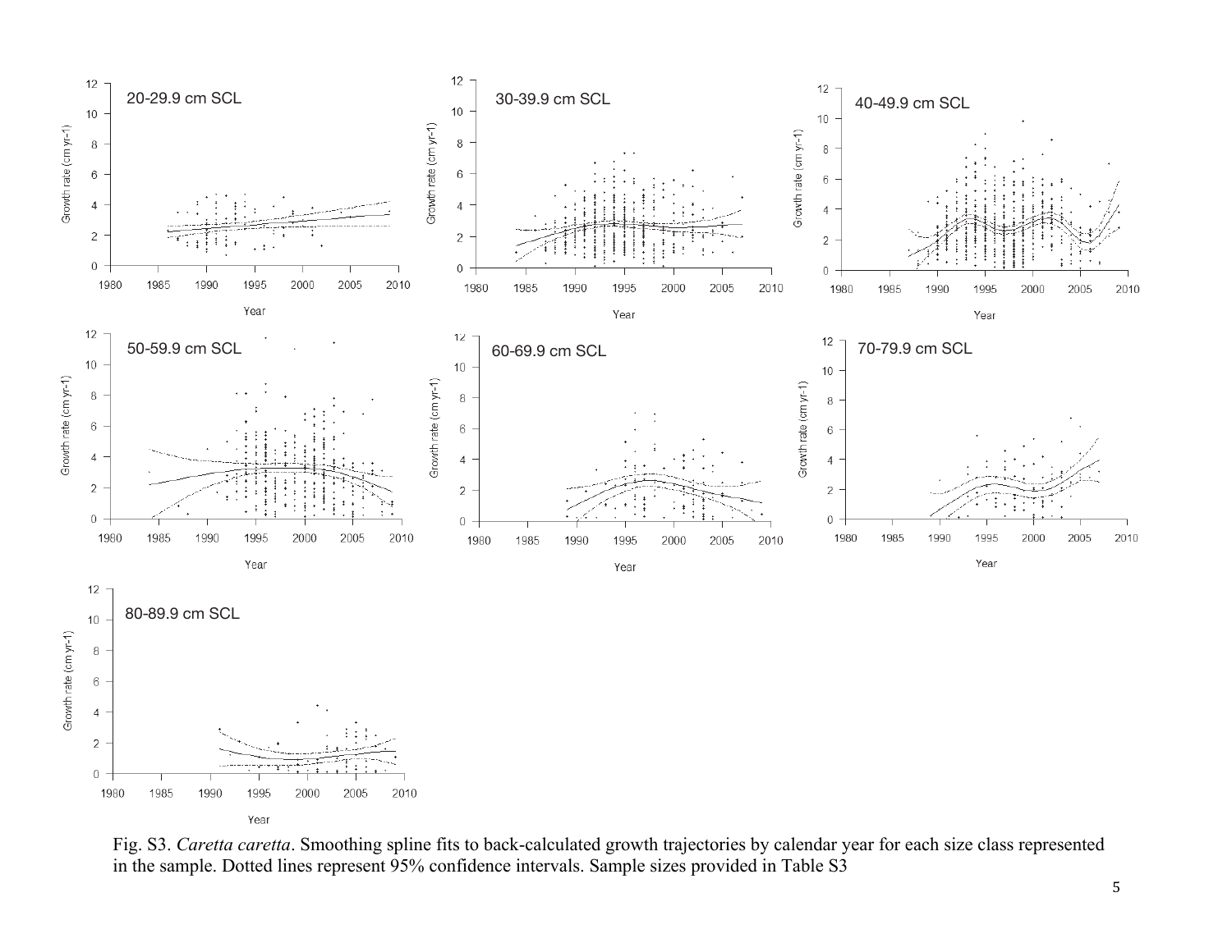Fig. S3. *Caretta caretta*. Smoothing spline fits to back-calculated growth trajectories by calendar year for each size class represented in the sample. Dotted lines represent 95% confidence intervals. Sample sizes provided in Table S3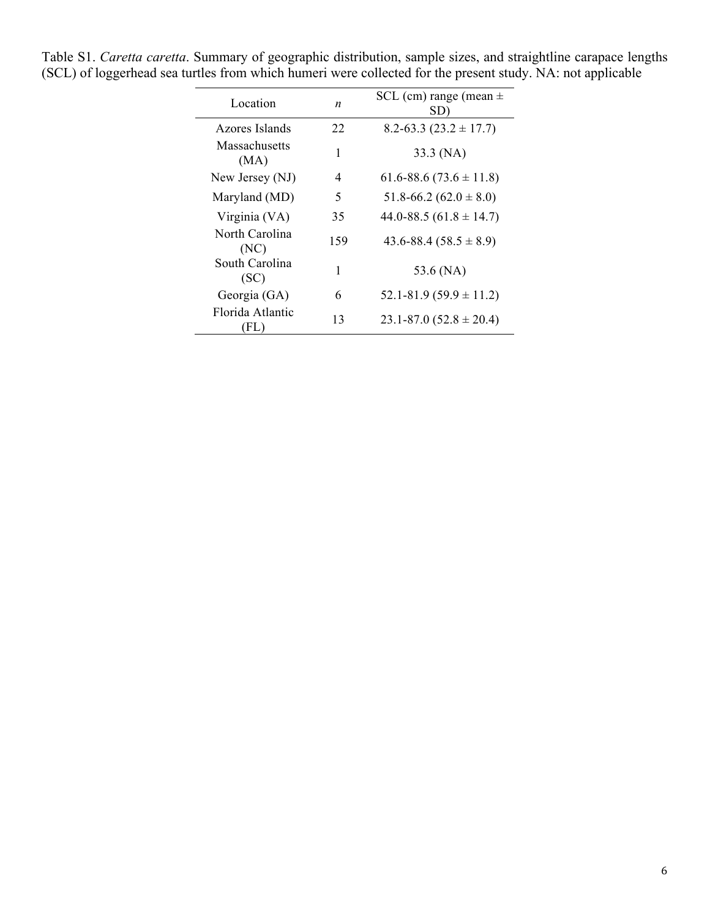Table S1. *Caretta caretta*. Summary of geographic distribution, sample sizes, and straightline carapace lengths (SCL) of loggerhead sea turtles from which humeri were collected for the present study. NA: not applicable

| Location | *n* | SCL (cm) range (mean ± SD) |
|---|---|---|
| Azores Islands | 22 | 8.2-63.3 (23.2 ± 17.7) |
| Massachusetts (MA) | 1 | 33.3 (NA) |
| New Jersey (NJ) | 4 | 61.6-88.6 (73.6 ± 11.8) |
| Maryland (MD) | 5 | 51.8-66.2 (62.0 ± 8.0) |
| Virginia (VA) | 35 | 44.0-88.5 (61.8 ± 14.7) |
| North Carolina (NC) | 159 | 43.6-88.4 (58.5 ± 8.9) |
| South Carolina (SC) | 1 | 53.6 (NA) |
| Georgia (GA) | 6 | 52.1-81.9 (59.9 ± 11.2) |
| Florida Atlantic (FL) | 13 | 23.1-87.0 (52.8 ± 20.4) |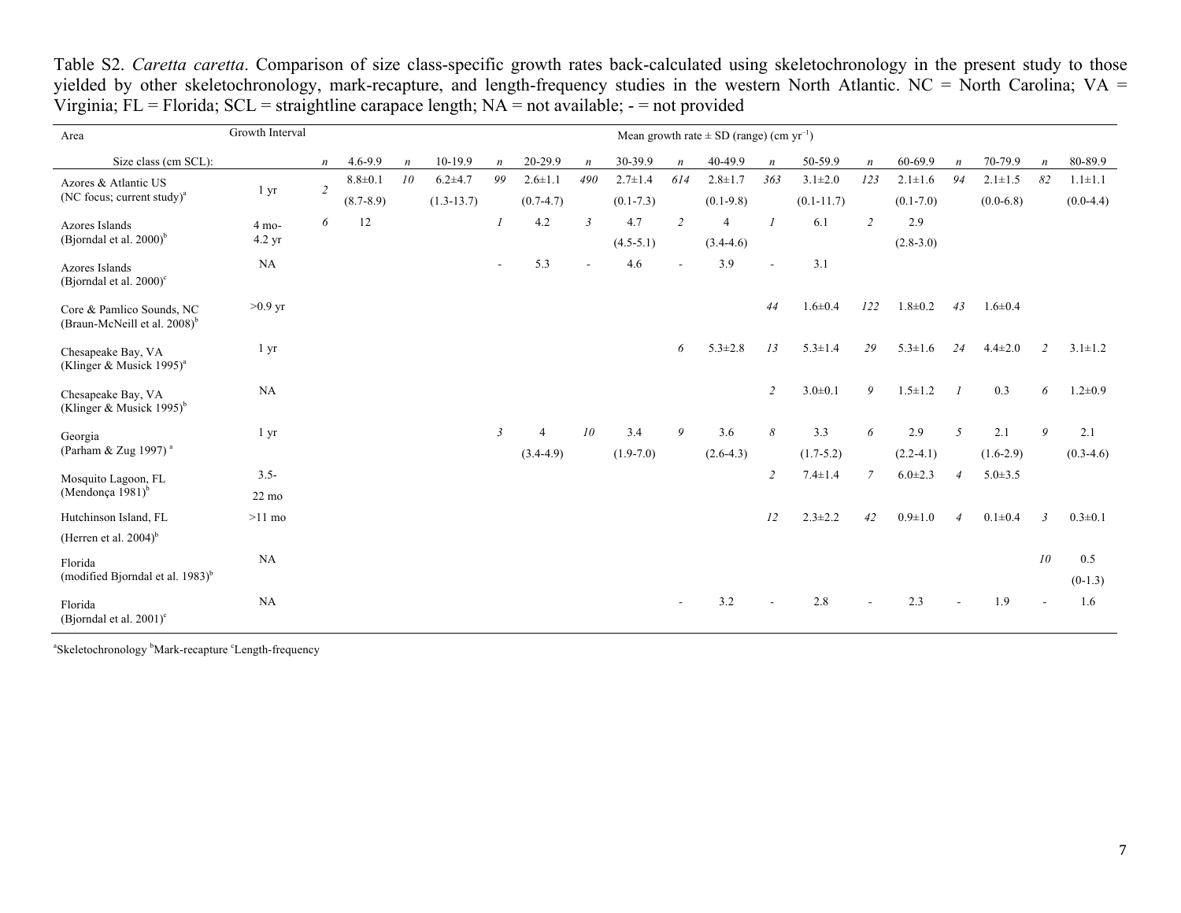Table S2. *Caretta caretta*. Comparison of size class-specific growth rates back-calculated using skeletochronology in the present study to those yielded by other skeletochronology, mark-recapture, and length-frequency studies in the western North Atlantic. NC = North Carolina; VA = Virginia; FL = Florida; SCL = straightline carapace length; NA = not available; - = not provided

| Area | Growth Interval | Mean growth rate ± SD (range) (cm yr$^{-1}$) | | | | | | | | | | | | | | | | | |
|---|---|---|---|---|---|---|---|---|---|---|---|---|---|---|---|---|---|---|---|
| Size class (cm SCL): | | *n* | 4.6-9.9 | *n* | 10-19.9 | *n* | 20-29.9 | *n* | 30-39.9 | *n* | 40-49.9 | *n* | 50-59.9 | *n* | 60-69.9 | *n* | 70-79.9 | *n* | 80-89.9 |
| Azores & Atlantic US (NC focus; current study)[a] | 1 yr | *2* | 8.8±0.1 (8.7-8.9) | *10* | 6.2±4.7 (1.3-13.7) | *99* | 2.6±1.1 (0.7-4.7) | *490* | 2.7±1.4 (0.1-7.3) | *614* | 2.8±1.7 (0.1-9.8) | *363* | 3.1±2.0 (0.1-11.7) | *123* | 2.1±1.6 (0.1-7.0) | *94* | 2.1±1.5 (0.0-6.8) | *82* | 1.1±1.1 (0.0-4.4) |
| Azores Islands (Bjorndal et al. 2000)[b] | 4 mo-4.2 yr | *6* | 12 | | | *1* | 4.2 | *3* | 4.7 (4.5-5.1) | *2* | 4 (3.4-4.6) | *1* | 6.1 | *2* | 2.9 (2.8-3.0) | | | | |
| Azores Islands (Bjorndal et al. 2000)[c] | NA | | | | | - | 5.3 | - | 4.6 | - | 3.9 | - | 3.1 | | | | | | |
| Core & Pamlico Sounds, NC (Braun-McNeill et al. 2008)[b] | >0.9 yr | | | | | | | | | | | *44* | 1.6±0.4 | *122* | 1.8±0.2 | *43* | 1.6±0.4 | | |
| Chesapeake Bay, VA (Klinger & Musick 1995)[a] | 1 yr | | | | | | | | | *6* | 5.3±2.8 | *13* | 5.3±1.4 | *29* | 5.3±1.6 | *24* | 4.4±2.0 | *2* | 3.1±1.2 |
| Chesapeake Bay, VA (Klinger & Musick 1995)[b] | NA | | | | | | | | | | | *2* | 3.0±0.1 | *9* | 1.5±1.2 | *1* | 0.3 | *6* | 1.2±0.9 |
| Georgia (Parham & Zug 1997)[a] | 1 yr | | | | | *3* | 4 (3.4-4.9) | *10* | 3.4 (1.9-7.0) | *9* | 3.6 (2.6-4.3) | *8* | 3.3 (1.7-5.2) | *6* | 2.9 (2.2-4.1) | *5* | 2.1 (1.6-2.9) | *9* | 2.1 (0.3-4.6) |
| Mosquito Lagoon, FL (Mendonça 1981)[b] | 3.5-22 mo | | | | | | | | | | | *2* | 7.4±1.4 | *7* | 6.0±2.3 | *4* | 5.0±3.5 | | |
| Hutchinson Island, FL (Herren et al. 2004)[b] | >11 mo | | | | | | | | | | | *12* | 2.3±2.2 | *42* | 0.9±1.0 | *4* | 0.1±0.4 | *3* | 0.3±0.1 |
| Florida (modified Bjorndal et al. 1983)[b] | NA | | | | | | | | | | | | | | | | | *10* | 0.5 (0-1.3) |
| Florida (Bjorndal et al. 2001)[c] | NA | | | | | | | | | - | 3.2 | - | 2.8 | - | 2.3 | - | 1.9 | - | 1.6 |

[a]Skeletochronology [b]Mark-recapture [c]Length-frequency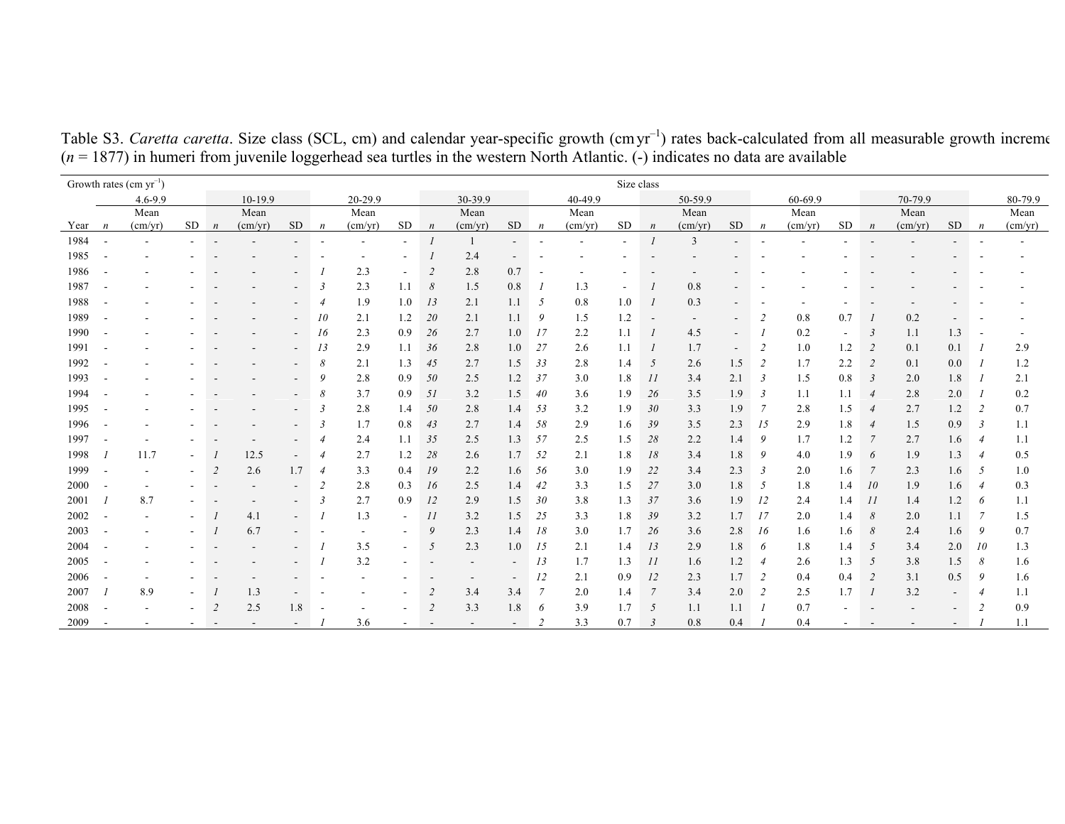Table S3. *Caretta caretta*. Size class (SCL, cm) and calendar year-specific growth (cm yr$^{-1}$) rates back-calculated from all measurable growth increme
($n$ = 1877) in humeri from juvenile loggerhead sea turtles in the western North Atlantic. (-) indicates no data are available

| Growth rates (cm yr$^{-1}$) | | | | | | | | | | | | | | | | | | | | | | | | | | |
|---|---|---|---|---|---|---|---|---|---|---|---|---|---|---|---|---|---|---|---|---|---|---|---|---|---|---|
| | Size class | | | | | | | | | | | | | | | | | | | | | | | | | |
| | 4.6-9.9 | | | 10-19.9 | | | 20-29.9 | | | 30-39.9 | | | 40-49.9 | | | 50-59.9 | | | 60-69.9 | | | 70-79.9 | | | 80-79.9 | |
| Year | *n* | Mean (cm/yr) | SD | *n* | Mean (cm/yr) | SD | *n* | Mean (cm/yr) | SD | *n* | Mean (cm/yr) | SD | *n* | Mean (cm/yr) | SD | *n* | Mean (cm/yr) | SD | *n* | Mean (cm/yr) | SD | *n* | Mean (cm/yr) | SD | *n* | Mean (cm/yr) |
| 1984 | - | - | - | - | - | - | - | - | - | *1* | 1 | - | - | - | - | *1* | 3 | - | - | - | - | - | - | - | - | - |
| 1985 | - | - | - | - | - | - | - | - | - | *1* | 2.4 | - | - | - | - | - | - | - | - | - | - | - | - | - | - | - |
| 1986 | - | - | - | - | - | - | *1* | 2.3 | - | *2* | 2.8 | 0.7 | - | - | - | - | - | - | - | - | - | - | - | - | - | - |
| 1987 | - | - | - | - | - | - | *3* | 2.3 | 1.1 | *8* | 1.5 | 0.8 | *1* | 1.3 | - | *1* | 0.8 | - | - | - | - | - | - | - | - | - |
| 1988 | - | - | - | - | - | - | *4* | 1.9 | 1.0 | *13* | 2.1 | 1.1 | *5* | 0.8 | 1.0 | *1* | 0.3 | - | - | - | - | - | - | - | - | - |
| 1989 | - | - | - | - | - | - | *10* | 2.1 | 1.2 | *20* | 2.1 | 1.1 | *9* | 1.5 | 1.2 | - | - | - | *2* | 0.8 | 0.7 | *1* | 0.2 | - | - | - |
| 1990 | - | - | - | - | - | - | *16* | 2.3 | 0.9 | *26* | 2.7 | 1.0 | *17* | 2.2 | 1.1 | *1* | 4.5 | - | *1* | 0.2 | - | *3* | 1.1 | 1.3 | - | - |
| 1991 | - | - | - | - | - | - | *13* | 2.9 | 1.1 | *36* | 2.8 | 1.0 | *27* | 2.6 | 1.1 | *1* | 1.7 | - | *2* | 1.0 | 1.2 | *2* | 0.1 | 0.1 | *1* | 2.9 |
| 1992 | - | - | - | - | - | - | *8* | 2.1 | 1.3 | *45* | 2.7 | 1.5 | *33* | 2.8 | 1.4 | *5* | 2.6 | 1.5 | *2* | 1.7 | 2.2 | *2* | 0.1 | 0.0 | *1* | 1.2 |
| 1993 | - | - | - | - | - | - | *9* | 2.8 | 0.9 | *50* | 2.5 | 1.2 | *37* | 3.0 | 1.8 | *11* | 3.4 | 2.1 | *3* | 1.5 | 0.8 | *3* | 2.0 | 1.8 | *1* | 2.1 |
| 1994 | - | - | - | - | - | - | *8* | 3.7 | 0.9 | *51* | 3.2 | 1.5 | *40* | 3.6 | 1.9 | *26* | 3.5 | 1.9 | *3* | 1.1 | 1.1 | *4* | 2.8 | 2.0 | *1* | 0.2 |
| 1995 | - | - | - | - | - | - | *3* | 2.8 | 1.4 | *50* | 2.8 | 1.4 | *53* | 3.2 | 1.9 | *30* | 3.3 | 1.9 | *7* | 2.8 | 1.5 | *4* | 2.7 | 1.2 | *2* | 0.7 |
| 1996 | - | - | - | - | - | - | *3* | 1.7 | 0.8 | *43* | 2.7 | 1.4 | *58* | 2.9 | 1.6 | *39* | 3.5 | 2.3 | *15* | 2.9 | 1.8 | *4* | 1.5 | 0.9 | *3* | 1.1 |
| 1997 | - | - | - | - | - | - | *4* | 2.4 | 1.1 | *35* | 2.5 | 1.3 | *57* | 2.5 | 1.5 | *28* | 2.2 | 1.4 | *9* | 1.7 | 1.2 | *7* | 2.7 | 1.6 | *4* | 1.1 |
| 1998 | *1* | 11.7 | - | *1* | 12.5 | - | *4* | 2.7 | 1.2 | *28* | 2.6 | 1.7 | *52* | 2.1 | 1.8 | *18* | 3.4 | 1.8 | *9* | 4.0 | 1.9 | *6* | 1.9 | 1.3 | *4* | 0.5 |
| 1999 | - | - | - | *2* | 2.6 | 1.7 | *4* | 3.3 | 0.4 | *19* | 2.2 | 1.6 | *56* | 3.0 | 1.9 | *22* | 3.4 | 2.3 | *3* | 2.0 | 1.6 | *7* | 2.3 | 1.6 | *5* | 1.0 |
| 2000 | - | - | - | - | - | - | *2* | 2.8 | 0.3 | *16* | 2.5 | 1.4 | *42* | 3.3 | 1.5 | *27* | 3.0 | 1.8 | *5* | 1.8 | 1.4 | *10* | 1.9 | 1.6 | *4* | 0.3 |
| 2001 | *1* | 8.7 | - | - | - | - | *3* | 2.7 | 0.9 | *12* | 2.9 | 1.5 | *30* | 3.8 | 1.3 | *37* | 3.6 | 1.9 | *12* | 2.4 | 1.4 | *11* | 1.4 | 1.2 | *6* | 1.1 |
| 2002 | - | - | - | *1* | 4.1 | - | *1* | 1.3 | - | *11* | 3.2 | 1.5 | *25* | 3.3 | 1.8 | *39* | 3.2 | 1.7 | *17* | 2.0 | 1.4 | *8* | 2.0 | 1.1 | *7* | 1.5 |
| 2003 | - | - | - | *1* | 6.7 | - | - | - | - | *9* | 2.3 | 1.4 | *18* | 3.0 | 1.7 | *26* | 3.6 | 2.8 | *16* | 1.6 | 1.6 | *8* | 2.4 | 1.6 | *9* | 0.7 |
| 2004 | - | - | - | - | - | - | *1* | 3.5 | - | *5* | 2.3 | 1.0 | *15* | 2.1 | 1.4 | *13* | 2.9 | 1.8 | *6* | 1.8 | 1.4 | *5* | 3.4 | 2.0 | *10* | 1.3 |
| 2005 | - | - | - | - | - | - | *1* | 3.2 | - | - | - | - | *13* | 1.7 | 1.3 | *11* | 1.6 | 1.2 | *4* | 2.6 | 1.3 | *5* | 3.8 | 1.5 | *8* | 1.6 |
| 2006 | - | - | - | - | - | - | - | - | - | - | - | - | *12* | 2.1 | 0.9 | *12* | 2.3 | 1.7 | *2* | 0.4 | 0.4 | *2* | 3.1 | 0.5 | *9* | 1.6 |
| 2007 | *1* | 8.9 | - | *1* | 1.3 | - | - | - | - | *2* | 3.4 | 3.4 | *7* | 2.0 | 1.4 | *7* | 3.4 | 2.0 | *2* | 2.5 | 1.7 | *1* | 3.2 | - | *4* | 1.1 |
| 2008 | - | - | - | *2* | 2.5 | 1.8 | - | - | - | *2* | 3.3 | 1.8 | *6* | 3.9 | 1.7 | *5* | 1.1 | 1.1 | *1* | 0.7 | - | - | - | - | *2* | 0.9 |
| 2009 | - | - | - | - | - | - | *1* | 3.6 | - | - | - | - | *2* | 3.3 | 0.7 | *3* | 0.8 | 0.4 | *1* | 0.4 | - | - | - | - | *1* | 1.1 |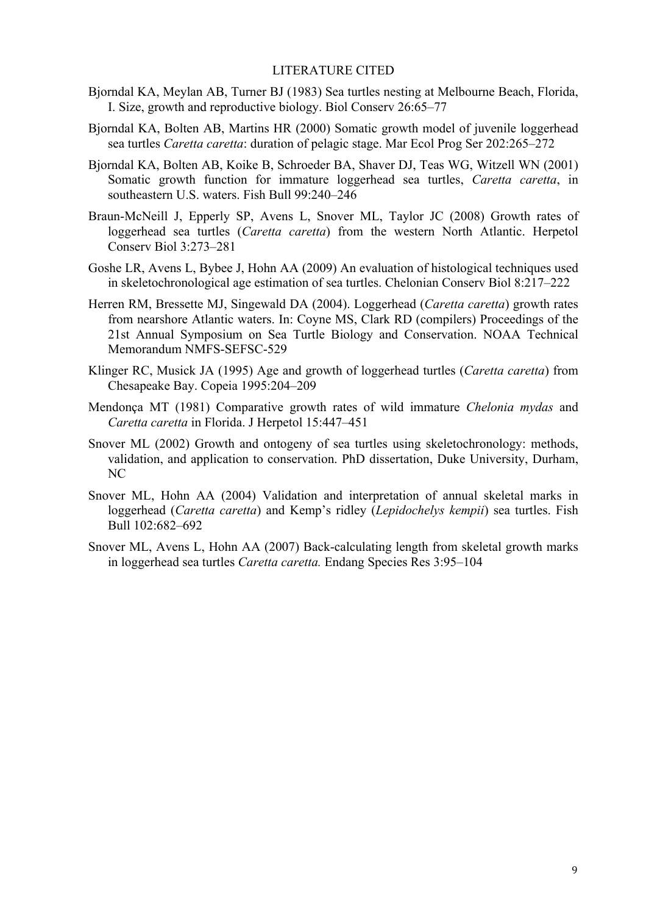## LITERATURE CITED

Bjorndal KA, Meylan AB, Turner BJ (1983) Sea turtles nesting at Melbourne Beach, Florida, I. Size, growth and reproductive biology. Biol Conserv 26:65–77

Bjorndal KA, Bolten AB, Martins HR (2000) Somatic growth model of juvenile loggerhead sea turtles *Caretta caretta*: duration of pelagic stage. Mar Ecol Prog Ser 202:265–272

Bjorndal KA, Bolten AB, Koike B, Schroeder BA, Shaver DJ, Teas WG, Witzell WN (2001) Somatic growth function for immature loggerhead sea turtles, *Caretta caretta*, in southeastern U.S. waters. Fish Bull 99:240–246

Braun-McNeill J, Epperly SP, Avens L, Snover ML, Taylor JC (2008) Growth rates of loggerhead sea turtles (*Caretta caretta*) from the western North Atlantic. Herpetol Conserv Biol 3:273–281

Goshe LR, Avens L, Bybee J, Hohn AA (2009) An evaluation of histological techniques used in skeletochronological age estimation of sea turtles. Chelonian Conserv Biol 8:217–222

Herren RM, Bressette MJ, Singewald DA (2004). Loggerhead (*Caretta caretta*) growth rates from nearshore Atlantic waters. In: Coyne MS, Clark RD (compilers) Proceedings of the 21st Annual Symposium on Sea Turtle Biology and Conservation. NOAA Technical Memorandum NMFS-SEFSC-529

Klinger RC, Musick JA (1995) Age and growth of loggerhead turtles (*Caretta caretta*) from Chesapeake Bay. Copeia 1995:204–209

Mendonça MT (1981) Comparative growth rates of wild immature *Chelonia mydas* and *Caretta caretta* in Florida. J Herpetol 15:447–451

Snover ML (2002) Growth and ontogeny of sea turtles using skeletochronology: methods, validation, and application to conservation. PhD dissertation, Duke University, Durham, NC

Snover ML, Hohn AA (2004) Validation and interpretation of annual skeletal marks in loggerhead (*Caretta caretta*) and Kemp's ridley (*Lepidochelys kempii*) sea turtles. Fish Bull 102:682–692

Snover ML, Avens L, Hohn AA (2007) Back-calculating length from skeletal growth marks in loggerhead sea turtles *Caretta caretta.* Endang Species Res 3:95–104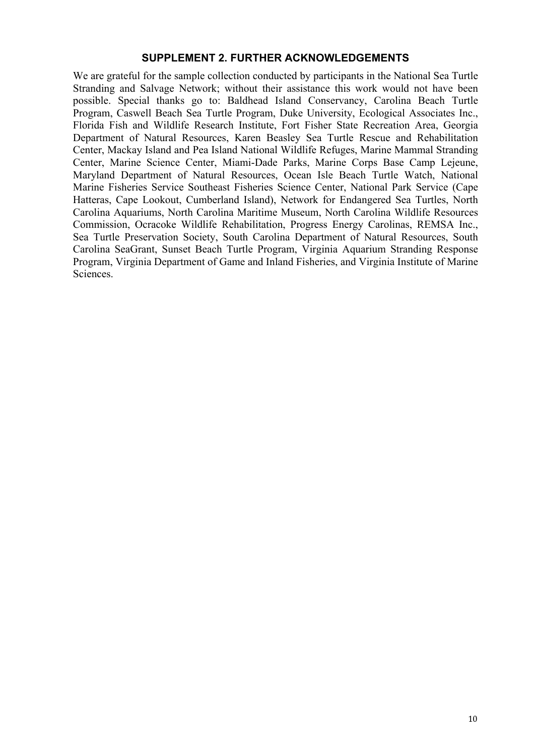## SUPPLEMENT 2. FURTHER ACKNOWLEDGEMENTS

We are grateful for the sample collection conducted by participants in the National Sea Turtle Stranding and Salvage Network; without their assistance this work would not have been possible. Special thanks go to: Baldhead Island Conservancy, Carolina Beach Turtle Program, Caswell Beach Sea Turtle Program, Duke University, Ecological Associates Inc., Florida Fish and Wildlife Research Institute, Fort Fisher State Recreation Area, Georgia Department of Natural Resources, Karen Beasley Sea Turtle Rescue and Rehabilitation Center, Mackay Island and Pea Island National Wildlife Refuges, Marine Mammal Stranding Center, Marine Science Center, Miami-Dade Parks, Marine Corps Base Camp Lejeune, Maryland Department of Natural Resources, Ocean Isle Beach Turtle Watch, National Marine Fisheries Service Southeast Fisheries Science Center, National Park Service (Cape Hatteras, Cape Lookout, Cumberland Island), Network for Endangered Sea Turtles, North Carolina Aquariums, North Carolina Maritime Museum, North Carolina Wildlife Resources Commission, Ocracoke Wildlife Rehabilitation, Progress Energy Carolinas, REMSA Inc., Sea Turtle Preservation Society, South Carolina Department of Natural Resources, South Carolina SeaGrant, Sunset Beach Turtle Program, Virginia Aquarium Stranding Response Program, Virginia Department of Game and Inland Fisheries, and Virginia Institute of Marine Sciences.